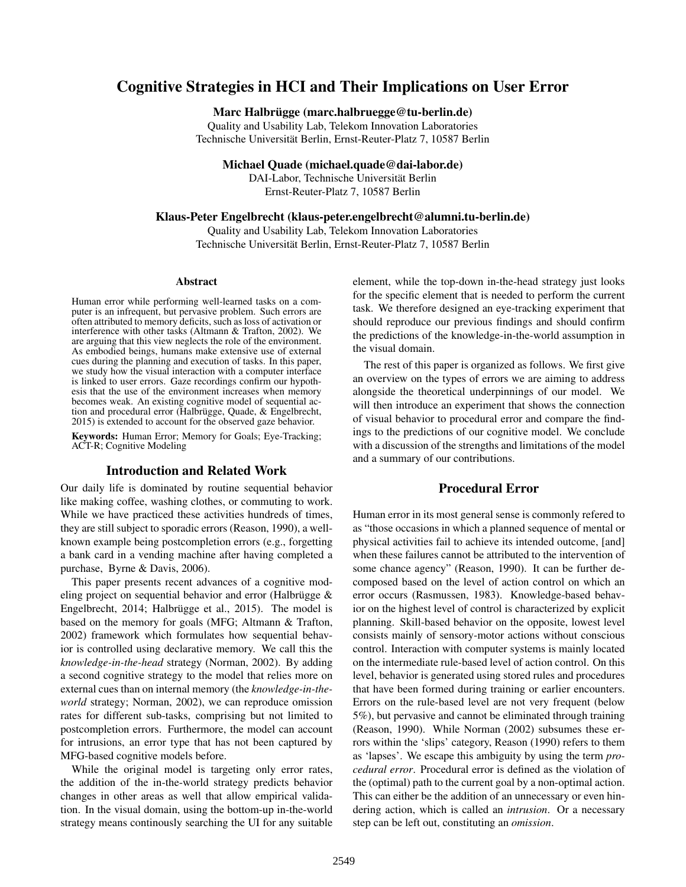# Cognitive Strategies in HCI and Their Implications on User Error

**Marc Halbrügge (marc.halbruegge@tu-berlin.de)**
Quality and Usability Lab, Telekom Innovation Laboratories
Technische Universität Berlin, Ernst-Reuter-Platz 7, 10587 Berlin

**Michael Quade (michael.quade@dai-labor.de)**
DAI-Labor, Technische Universität Berlin
Ernst-Reuter-Platz 7, 10587 Berlin

**Klaus-Peter Engelbrecht (klaus-peter.engelbrecht@alumni.tu-berlin.de)**
Quality and Usability Lab, Telekom Innovation Laboratories
Technische Universität Berlin, Ernst-Reuter-Platz 7, 10587 Berlin

## Abstract

Human error while performing well-learned tasks on a computer is an infrequent, but pervasive problem. Such errors are often attributed to memory deficits, such as loss of activation or interference with other tasks (Altmann & Trafton, 2002). We are arguing that this view neglects the role of the environment. As embodied beings, humans make extensive use of external cues during the planning and execution of tasks. In this paper, we study how the visual interaction with a computer interface is linked to user errors. Gaze recordings confirm our hypothesis that the use of the environment increases when memory becomes weak. An existing cognitive model of sequential action and procedural error (Halbrügge, Quade, & Engelbrecht, 2015) is extended to account for the observed gaze behavior.

**Keywords:** Human Error; Memory for Goals; Eye-Tracking; ACT-R; Cognitive Modeling

## Introduction and Related Work

Our daily life is dominated by routine sequential behavior like making coffee, washing clothes, or commuting to work. While we have practiced these activities hundreds of times, they are still subject to sporadic errors (Reason, 1990), a well-known example being postcompletion errors (e.g., forgetting a bank card in a vending machine after having completed a purchase, Byrne & Davis, 2006).

This paper presents recent advances of a cognitive modeling project on sequential behavior and error (Halbrügge & Engelbrecht, 2014; Halbrügge et al., 2015). The model is based on the memory for goals (MFG; Altmann & Trafton, 2002) framework which formulates how sequential behavior is controlled using declarative memory. We call this the *knowledge-in-the-head* strategy (Norman, 2002). By adding a second cognitive strategy to the model that relies more on external cues than on internal memory (the *knowledge-in-the-world* strategy; Norman, 2002), we can reproduce omission rates for different sub-tasks, comprising but not limited to postcompletion errors. Furthermore, the model can account for intrusions, an error type that has not been captured by MFG-based cognitive models before.

While the original model is targeting only error rates, the addition of the in-the-world strategy predicts behavior changes in other areas as well that allow empirical validation. In the visual domain, using the bottom-up in-the-world strategy means continously searching the UI for any suitable element, while the top-down in-the-head strategy just looks for the specific element that is needed to perform the current task. We therefore designed an eye-tracking experiment that should reproduce our previous findings and should confirm the predictions of the knowledge-in-the-world assumption in the visual domain.

The rest of this paper is organized as follows. We first give an overview on the types of errors we are aiming to address alongside the theoretical underpinnings of our model. We will then introduce an experiment that shows the connection of visual behavior to procedural error and compare the findings to the predictions of our cognitive model. We conclude with a discussion of the strengths and limitations of the model and a summary of our contributions.

## Procedural Error

Human error in its most general sense is commonly refered to as "those occasions in which a planned sequence of mental or physical activities fail to achieve its intended outcome, [and] when these failures cannot be attributed to the intervention of some chance agency" (Reason, 1990). It can be further decomposed based on the level of action control on which an error occurs (Rasmussen, 1983). Knowledge-based behavior on the highest level of control is characterized by explicit planning. Skill-based behavior on the opposite, lowest level consists mainly of sensory-motor actions without conscious control. Interaction with computer systems is mainly located on the intermediate rule-based level of action control. On this level, behavior is generated using stored rules and procedures that have been formed during training or earlier encounters. Errors on the rule-based level are not very frequent (below 5%), but pervasive and cannot be eliminated through training (Reason, 1990). While Norman (2002) subsumes these errors within the 'slips' category, Reason (1990) refers to them as 'lapses'. We escape this ambiguity by using the term *procedural error*. Procedural error is defined as the violation of the (optimal) path to the current goal by a non-optimal action. This can either be the addition of an unnecessary or even hindering action, which is called an *intrusion*. Or a necessary step can be left out, constituting an *omission*.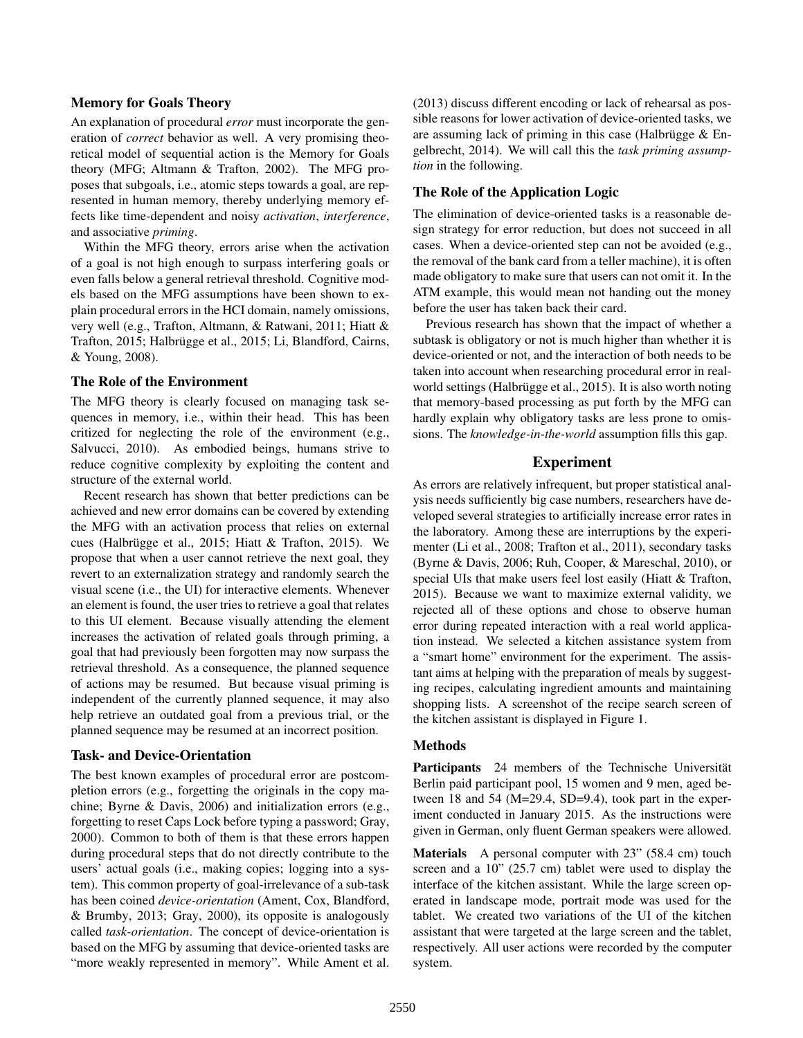### Memory for Goals Theory

An explanation of procedural *error* must incorporate the generation of *correct* behavior as well. A very promising theoretical model of sequential action is the Memory for Goals theory (MFG; Altmann & Trafton, 2002). The MFG proposes that subgoals, i.e., atomic steps towards a goal, are represented in human memory, thereby underlying memory effects like time-dependent and noisy *activation*, *interference*, and associative *priming*.

Within the MFG theory, errors arise when the activation of a goal is not high enough to surpass interfering goals or even falls below a general retrieval threshold. Cognitive models based on the MFG assumptions have been shown to explain procedural errors in the HCI domain, namely omissions, very well (e.g., Trafton, Altmann, & Ratwani, 2011; Hiatt & Trafton, 2015; Halbrügge et al., 2015; Li, Blandford, Cairns, & Young, 2008).

### The Role of the Environment

The MFG theory is clearly focused on managing task sequences in memory, i.e., within their head. This has been critized for neglecting the role of the environment (e.g., Salvucci, 2010). As embodied beings, humans strive to reduce cognitive complexity by exploiting the content and structure of the external world.

Recent research has shown that better predictions can be achieved and new error domains can be covered by extending the MFG with an activation process that relies on external cues (Halbrügge et al., 2015; Hiatt & Trafton, 2015). We propose that when a user cannot retrieve the next goal, they revert to an externalization strategy and randomly search the visual scene (i.e., the UI) for interactive elements. Whenever an element is found, the user tries to retrieve a goal that relates to this UI element. Because visually attending the element increases the activation of related goals through priming, a goal that had previously been forgotten may now surpass the retrieval threshold. As a consequence, the planned sequence of actions may be resumed. But because visual priming is independent of the currently planned sequence, it may also help retrieve an outdated goal from a previous trial, or the planned sequence may be resumed at an incorrect position.

### Task- and Device-Orientation

The best known examples of procedural error are postcompletion errors (e.g., forgetting the originals in the copy machine; Byrne & Davis, 2006) and initialization errors (e.g., forgetting to reset Caps Lock before typing a password; Gray, 2000). Common to both of them is that these errors happen during procedural steps that do not directly contribute to the users' actual goals (i.e., making copies; logging into a system). This common property of goal-irrelevance of a sub-task has been coined *device-orientation* (Ament, Cox, Blandford, & Brumby, 2013; Gray, 2000), its opposite is analogously called *task-orientation*. The concept of device-orientation is based on the MFG by assuming that device-oriented tasks are "more weakly represented in memory". While Ament et al. (2013) discuss different encoding or lack of rehearsal as possible reasons for lower activation of device-oriented tasks, we are assuming lack of priming in this case (Halbrügge & Engelbrecht, 2014). We will call this the *task priming assumption* in the following.

### The Role of the Application Logic

The elimination of device-oriented tasks is a reasonable design strategy for error reduction, but does not succeed in all cases. When a device-oriented step can not be avoided (e.g., the removal of the bank card from a teller machine), it is often made obligatory to make sure that users can not omit it. In the ATM example, this would mean not handing out the money before the user has taken back their card.

Previous research has shown that the impact of whether a subtask is obligatory or not is much higher than whether it is device-oriented or not, and the interaction of both needs to be taken into account when researching procedural error in real-world settings (Halbrügge et al., 2015). It is also worth noting that memory-based processing as put forth by the MFG can hardly explain why obligatory tasks are less prone to omissions. The *knowledge-in-the-world* assumption fills this gap.

## Experiment

As errors are relatively infrequent, but proper statistical analysis needs sufficiently big case numbers, researchers have developed several strategies to artificially increase error rates in the laboratory. Among these are interruptions by the experimenter (Li et al., 2008; Trafton et al., 2011), secondary tasks (Byrne & Davis, 2006; Ruh, Cooper, & Mareschal, 2010), or special UIs that make users feel lost easily (Hiatt & Trafton, 2015). Because we want to maximize external validity, we rejected all of these options and chose to observe human error during repeated interaction with a real world application instead. We selected a kitchen assistance system from a "smart home" environment for the experiment. The assistant aims at helping with the preparation of meals by suggesting recipes, calculating ingredient amounts and maintaining shopping lists. A screenshot of the recipe search screen of the kitchen assistant is displayed in Figure 1.

### Methods

**Participants** 24 members of the Technische Universität Berlin paid participant pool, 15 women and 9 men, aged between 18 and 54 (M=29.4, SD=9.4), took part in the experiment conducted in January 2015. As the instructions were given in German, only fluent German speakers were allowed.

**Materials** A personal computer with 23" (58.4 cm) touch screen and a 10" (25.7 cm) tablet were used to display the interface of the kitchen assistant. While the large screen operated in landscape mode, portrait mode was used for the tablet. We created two variations of the UI of the kitchen assistant that were targeted at the large screen and the tablet, respectively. All user actions were recorded by the computer system.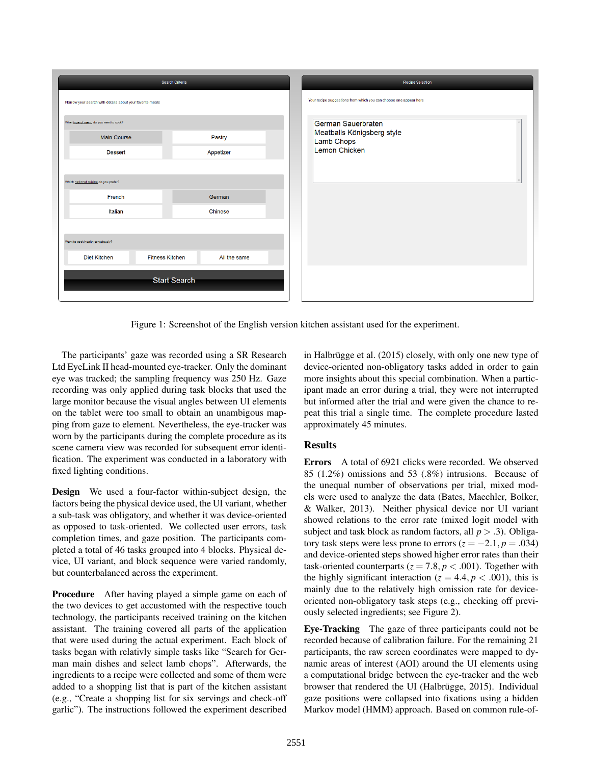Figure 1: Screenshot of the English version kitchen assistant used for the experiment.

The participants' gaze was recorded using a SR Research Ltd EyeLink II head-mounted eye-tracker. Only the dominant eye was tracked; the sampling frequency was 250 Hz. Gaze recording was only applied during task blocks that used the large monitor because the visual angles between UI elements on the tablet were too small to obtain an unambigous mapping from gaze to element. Nevertheless, the eye-tracker was worn by the participants during the complete procedure as its scene camera view was recorded for subsequent error identification. The experiment was conducted in a laboratory with fixed lighting conditions.

**Design** We used a four-factor within-subject design, the factors being the physical device used, the UI variant, whether a sub-task was obligatory, and whether it was device-oriented as opposed to task-oriented. We collected user errors, task completion times, and gaze position. The participants completed a total of 46 tasks grouped into 4 blocks. Physical device, UI variant, and block sequence were varied randomly, but counterbalanced across the experiment.

**Procedure** After having played a simple game on each of the two devices to get accustomed with the respective touch technology, the participants received training on the kitchen assistant. The training covered all parts of the application that were used during the actual experiment. Each block of tasks began with relativly simple tasks like "Search for German main dishes and select lamb chops". Afterwards, the ingredients to a recipe were collected and some of them were added to a shopping list that is part of the kitchen assistant (e.g., "Create a shopping list for six servings and check-off garlic"). The instructions followed the experiment described in Halbrügge et al. (2015) closely, with only one new type of device-oriented non-obligatory tasks added in order to gain more insights about this special combination. When a participant made an error during a trial, they were not interrupted but informed after the trial and were given the chance to repeat this trial a single time. The complete procedure lasted approximately 45 minutes.

## Results

**Errors** A total of 6921 clicks were recorded. We observed 85 (1.2%) omissions and 53 (.8%) intrusions. Because of the unequal number of observations per trial, mixed models were used to analyze the data (Bates, Maechler, Bolker, & Walker, 2013). Neither physical device nor UI variant showed relations to the error rate (mixed logit model with subject and task block as random factors, all $p > .3$). Obligatory task steps were less prone to errors ($z = -2.1, p = .034$) and device-oriented steps showed higher error rates than their task-oriented counterparts ($z = 7.8, p < .001$). Together with the highly significant interaction ($z = 4.4, p < .001$), this is mainly due to the relatively high omission rate for device-oriented non-obligatory task steps (e.g., checking off previously selected ingredients; see Figure 2).

**Eye-Tracking** The gaze of three participants could not be recorded because of calibration failure. For the remaining 21 participants, the raw screen coordinates were mapped to dynamic areas of interest (AOI) around the UI elements using a computational bridge between the eye-tracker and the web browser that rendered the UI (Halbrügge, 2015). Individual gaze positions were collapsed into fixations using a hidden Markov model (HMM) approach. Based on common rule-of-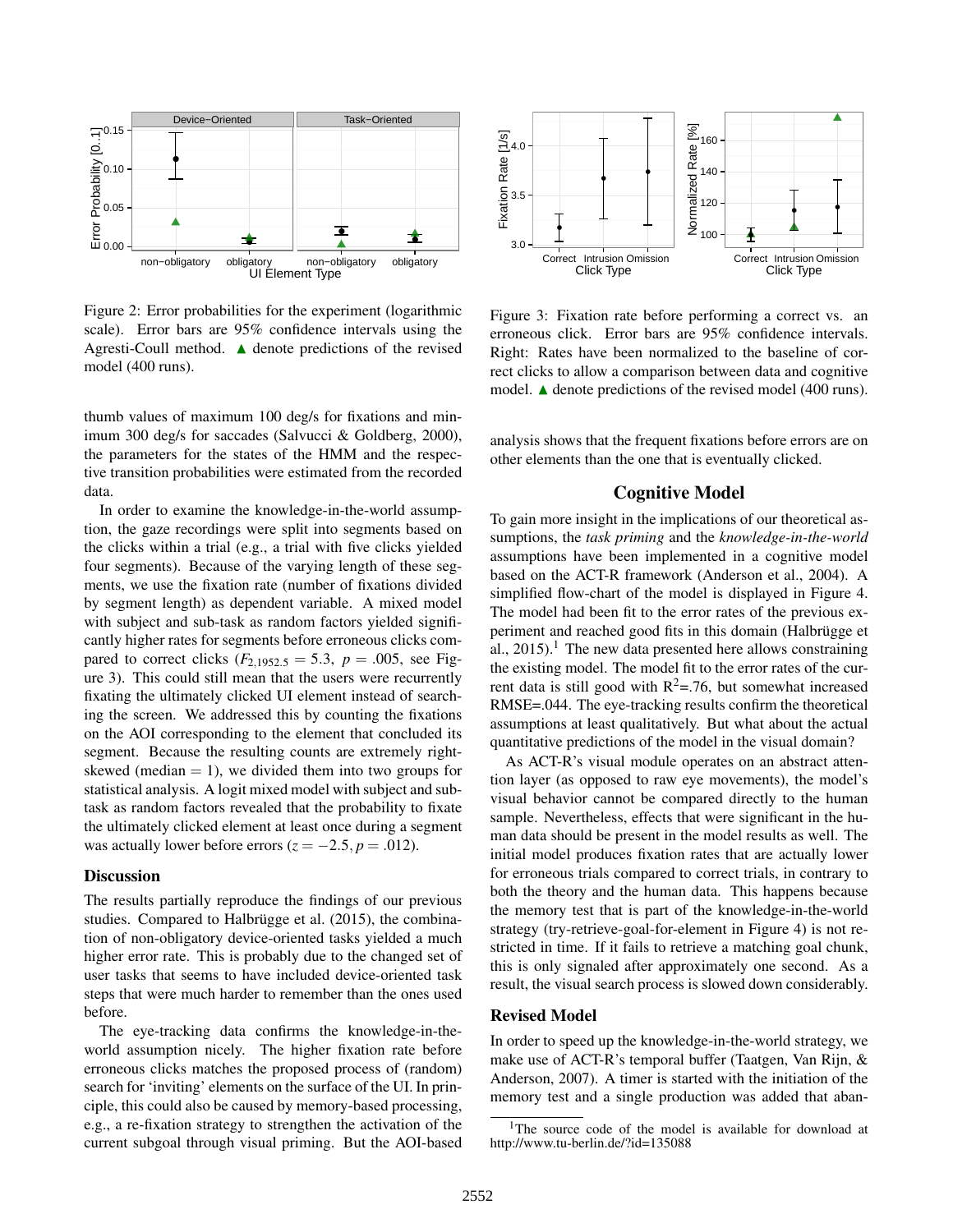Figure 2: Error probabilities for the experiment (logarithmic scale). Error bars are 95% confidence intervals using the Agresti-Coull method. ▲ denote predictions of the revised model (400 runs).

Figure 3: Fixation rate before performing a correct vs. an erroneous click. Error bars are 95% confidence intervals. Right: Rates have been normalized to the baseline of correct clicks to allow a comparison between data and cognitive model. ▲ denote predictions of the revised model (400 runs).

thumb values of maximum 100 deg/s for fixations and minimum 300 deg/s for saccades (Salvucci & Goldberg, 2000), the parameters for the states of the HMM and the respective transition probabilities were estimated from the recorded data.

In order to examine the knowledge-in-the-world assumption, the gaze recordings were split into segments based on the clicks within a trial (e.g., a trial with five clicks yielded four segments). Because of the varying length of these segments, we use the fixation rate (number of fixations divided by segment length) as dependent variable. A mixed model with subject and sub-task as random factors yielded significantly higher rates for segments before erroneous clicks compared to correct clicks ($F_{2,1952.5} = 5.3$, $p = .005$, see Figure 3). This could still mean that the users were recurrently fixating the ultimately clicked UI element instead of searching the screen. We addressed this by counting the fixations on the AOI corresponding to the element that concluded its segment. Because the resulting counts are extremely right-skewed (median = 1), we divided them into two groups for statistical analysis. A logit mixed model with subject and sub-task as random factors revealed that the probability to fixate the ultimately clicked element at least once during a segment was actually lower before errors ($z = -2.5, p = .012$).

### Discussion

The results partially reproduce the findings of our previous studies. Compared to Halbrügge et al. (2015), the combination of non-obligatory device-oriented tasks yielded a much higher error rate. This is probably due to the changed set of user tasks that seems to have included device-oriented task steps that were much harder to remember than the ones used before.

The eye-tracking data confirms the knowledge-in-the-world assumption nicely. The higher fixation rate before erroneous clicks matches the proposed process of (random) search for 'inviting' elements on the surface of the UI. In principle, this could also be caused by memory-based processing, e.g., a re-fixation strategy to strengthen the activation of the current subgoal through visual priming. But the AOI-based analysis shows that the frequent fixations before errors are on other elements than the one that is eventually clicked.

## Cognitive Model

To gain more insight in the implications of our theoretical assumptions, the *task priming* and the *knowledge-in-the-world* assumptions have been implemented in a cognitive model based on the ACT-R framework (Anderson et al., 2004). A simplified flow-chart of the model is displayed in Figure 4. The model had been fit to the error rates of the previous experiment and reached good fits in this domain (Halbrügge et al., 2015).[1] The new data presented here allows constraining the existing model. The model fit to the error rates of the current data is still good with $R^2$=.76, but somewhat increased RMSE=.044. The eye-tracking results confirm the theoretical assumptions at least qualitatively. But what about the actual quantitative predictions of the model in the visual domain?

As ACT-R's visual module operates on an abstract attention layer (as opposed to raw eye movements), the model's visual behavior cannot be compared directly to the human sample. Nevertheless, effects that were significant in the human data should be present in the model results as well. The initial model produces fixation rates that are actually lower for erroneous trials compared to correct trials, in contrary to both the theory and the human data. This happens because the memory test that is part of the knowledge-in-the-world strategy (try-retrieve-goal-for-element in Figure 4) is not restricted in time. If it fails to retrieve a matching goal chunk, this is only signaled after approximately one second. As a result, the visual search process is slowed down considerably.

### Revised Model

In order to speed up the knowledge-in-the-world strategy, we make use of ACT-R's temporal buffer (Taatgen, Van Rijn, & Anderson, 2007). A timer is started with the initiation of the memory test and a single production was added that aban-

[1] The source code of the model is available for download at http://www.tu-berlin.de/?id=135088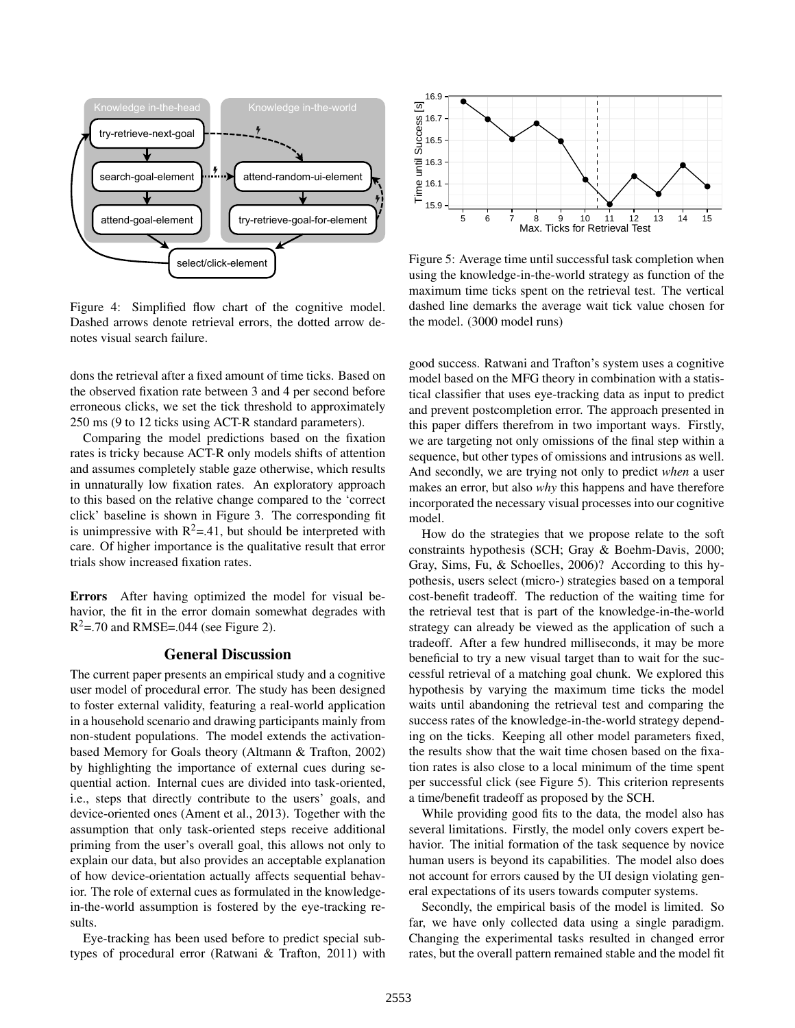Figure 4: Simplified flow chart of the cognitive model. Dashed arrows denote retrieval errors, the dotted arrow denotes visual search failure.

dons the retrieval after a fixed amount of time ticks. Based on the observed fixation rate between 3 and 4 per second before erroneous clicks, we set the tick threshold to approximately 250 ms (9 to 12 ticks using ACT-R standard parameters).

Comparing the model predictions based on the fixation rates is tricky because ACT-R only models shifts of attention and assumes completely stable gaze otherwise, which results in unnaturally low fixation rates. An exploratory approach to this based on the relative change compared to the 'correct click' baseline is shown in Figure 3. The corresponding fit is unimpressive with $R^2$=.41, but should be interpreted with care. Of higher importance is the qualitative result that error trials show increased fixation rates.

**Errors** After having optimized the model for visual behavior, the fit in the error domain somewhat degrades with $R^2$=.70 and RMSE=.044 (see Figure 2).

## General Discussion

The current paper presents an empirical study and a cognitive user model of procedural error. The study has been designed to foster external validity, featuring a real-world application in a household scenario and drawing participants mainly from non-student populations. The model extends the activation-based Memory for Goals theory (Altmann & Trafton, 2002) by highlighting the importance of external cues during sequential action. Internal cues are divided into task-oriented, i.e., steps that directly contribute to the users' goals, and device-oriented ones (Ament et al., 2013). Together with the assumption that only task-oriented steps receive additional priming from the user's overall goal, this allows not only to explain our data, but also provides an acceptable explanation of how device-orientation actually affects sequential behavior. The role of external cues as formulated in the knowledge-in-the-world assumption is fostered by the eye-tracking results.

Eye-tracking has been used before to predict special subtypes of procedural error (Ratwani & Trafton, 2011) with good success. Ratwani and Trafton's system uses a cognitive model based on the MFG theory in combination with a statistical classifier that uses eye-tracking data as input to predict and prevent postcompletion error. The approach presented in this paper differs therefrom in two important ways. Firstly, we are targeting not only omissions of the final step within a sequence, but other types of omissions and intrusions as well. And secondly, we are trying not only to predict *when* a user makes an error, but also *why* this happens and have therefore incorporated the necessary visual processes into our cognitive model.

Figure 5: Average time until successful task completion when using the knowledge-in-the-world strategy as function of the maximum time ticks spent on the retrieval test. The vertical dashed line demarks the average wait tick value chosen for the model. (3000 model runs)

How do the strategies that we propose relate to the soft constraints hypothesis (SCH; Gray & Boehm-Davis, 2000; Gray, Sims, Fu, & Schoelles, 2006)? According to this hypothesis, users select (micro-) strategies based on a temporal cost-benefit tradeoff. The reduction of the waiting time for the retrieval test that is part of the knowledge-in-the-world strategy can already be viewed as the application of such a tradeoff. After a few hundred milliseconds, it may be more beneficial to try a new visual target than to wait for the successful retrieval of a matching goal chunk. We explored this hypothesis by varying the maximum time ticks the model waits until abandoning the retrieval test and comparing the success rates of the knowledge-in-the-world strategy depending on the ticks. Keeping all other model parameters fixed, the results show that the wait time chosen based on the fixation rates is also close to a local minimum of the time spent per successful click (see Figure 5). This criterion represents a time/benefit tradeoff as proposed by the SCH.

While providing good fits to the data, the model also has several limitations. Firstly, the model only covers expert behavior. The initial formation of the task sequence by novice human users is beyond its capabilities. The model also does not account for errors caused by the UI design violating general expectations of its users towards computer systems.

Secondly, the empirical basis of the model is limited. So far, we have only collected data using a single paradigm. Changing the experimental tasks resulted in changed error rates, but the overall pattern remained stable and the model fit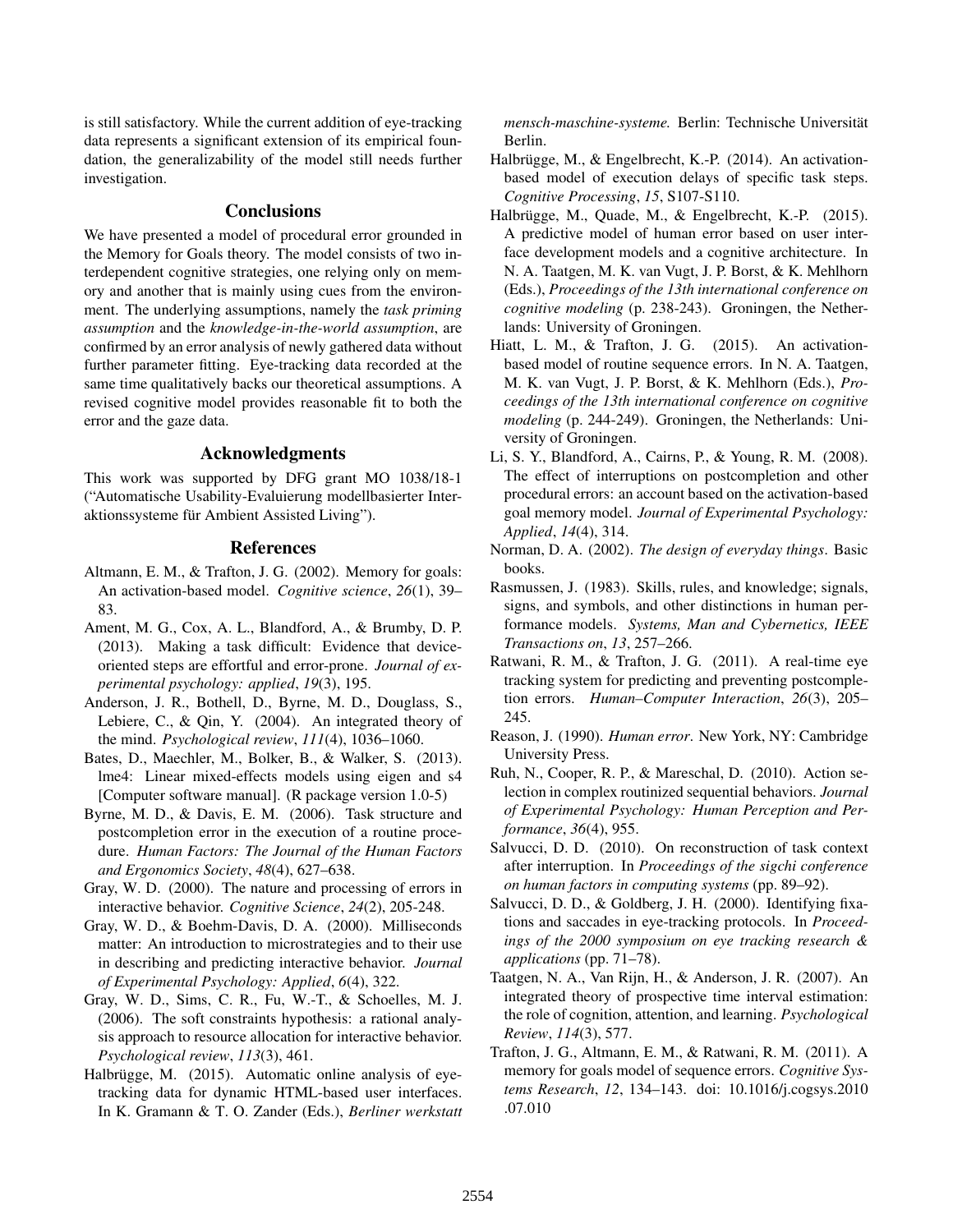is still satisfactory. While the current addition of eye-tracking data represents a significant extension of its empirical foundation, the generalizability of the model still needs further investigation.

## Conclusions

We have presented a model of procedural error grounded in the Memory for Goals theory. The model consists of two interdependent cognitive strategies, one relying only on memory and another that is mainly using cues from the environment. The underlying assumptions, namely the *task priming assumption* and the *knowledge-in-the-world assumption*, are confirmed by an error analysis of newly gathered data without further parameter fitting. Eye-tracking data recorded at the same time qualitatively backs our theoretical assumptions. A revised cognitive model provides reasonable fit to both the error and the gaze data.

## Acknowledgments

This work was supported by DFG grant MO 1038/18-1 ("Automatische Usability-Evaluierung modellbasierter Interaktionssysteme für Ambient Assisted Living").

## References

Altmann, E. M., & Trafton, J. G. (2002). Memory for goals: An activation-based model. *Cognitive science*, *26*(1), 39–83.

Ament, M. G., Cox, A. L., Blandford, A., & Brumby, D. P. (2013). Making a task difficult: Evidence that device-oriented steps are effortful and error-prone. *Journal of experimental psychology: applied*, *19*(3), 195.

Anderson, J. R., Bothell, D., Byrne, M. D., Douglass, S., Lebiere, C., & Qin, Y. (2004). An integrated theory of the mind. *Psychological review*, *111*(4), 1036–1060.

Bates, D., Maechler, M., Bolker, B., & Walker, S. (2013). lme4: Linear mixed-effects models using eigen and s4 [Computer software manual]. (R package version 1.0-5)

Byrne, M. D., & Davis, E. M. (2006). Task structure and postcompletion error in the execution of a routine procedure. *Human Factors: The Journal of the Human Factors and Ergonomics Society*, *48*(4), 627–638.

Gray, W. D. (2000). The nature and processing of errors in interactive behavior. *Cognitive Science*, *24*(2), 205-248.

Gray, W. D., & Boehm-Davis, D. A. (2000). Milliseconds matter: An introduction to microstrategies and to their use in describing and predicting interactive behavior. *Journal of Experimental Psychology: Applied*, *6*(4), 322.

Gray, W. D., Sims, C. R., Fu, W.-T., & Schoelles, M. J. (2006). The soft constraints hypothesis: a rational analysis approach to resource allocation for interactive behavior. *Psychological review*, *113*(3), 461.

Halbrügge, M. (2015). Automatic online analysis of eye-tracking data for dynamic HTML-based user interfaces. In K. Gramann & T. O. Zander (Eds.), *Berliner werkstatt mensch-maschine-systeme.* Berlin: Technische Universität Berlin.

Halbrügge, M., & Engelbrecht, K.-P. (2014). An activation-based model of execution delays of specific task steps. *Cognitive Processing*, *15*, S107-S110.

Halbrügge, M., Quade, M., & Engelbrecht, K.-P. (2015). A predictive model of human error based on user interface development models and a cognitive architecture. In N. A. Taatgen, M. K. van Vugt, J. P. Borst, & K. Mehlhorn (Eds.), *Proceedings of the 13th international conference on cognitive modeling* (p. 238-243). Groningen, the Netherlands: University of Groningen.

Hiatt, L. M., & Trafton, J. G. (2015). An activation-based model of routine sequence errors. In N. A. Taatgen, M. K. van Vugt, J. P. Borst, & K. Mehlhorn (Eds.), *Proceedings of the 13th international conference on cognitive modeling* (p. 244-249). Groningen, the Netherlands: University of Groningen.

Li, S. Y., Blandford, A., Cairns, P., & Young, R. M. (2008). The effect of interruptions on postcompletion and other procedural errors: an account based on the activation-based goal memory model. *Journal of Experimental Psychology: Applied*, *14*(4), 314.

Norman, D. A. (2002). *The design of everyday things*. Basic books.

Rasmussen, J. (1983). Skills, rules, and knowledge; signals, signs, and symbols, and other distinctions in human performance models. *Systems, Man and Cybernetics, IEEE Transactions on*, *13*, 257–266.

Ratwani, R. M., & Trafton, J. G. (2011). A real-time eye tracking system for predicting and preventing postcompletion errors. *Human–Computer Interaction*, *26*(3), 205–245.

Reason, J. (1990). *Human error*. New York, NY: Cambridge University Press.

Ruh, N., Cooper, R. P., & Mareschal, D. (2010). Action selection in complex routinized sequential behaviors. *Journal of Experimental Psychology: Human Perception and Performance*, *36*(4), 955.

Salvucci, D. D. (2010). On reconstruction of task context after interruption. In *Proceedings of the sigchi conference on human factors in computing systems* (pp. 89–92).

Salvucci, D. D., & Goldberg, J. H. (2000). Identifying fixations and saccades in eye-tracking protocols. In *Proceedings of the 2000 symposium on eye tracking research & applications* (pp. 71–78).

Taatgen, N. A., Van Rijn, H., & Anderson, J. R. (2007). An integrated theory of prospective time interval estimation: the role of cognition, attention, and learning. *Psychological Review*, *114*(3), 577.

Trafton, J. G., Altmann, E. M., & Ratwani, R. M. (2011). A memory for goals model of sequence errors. *Cognitive Systems Research*, *12*, 134–143. doi: 10.1016/j.cogsys.2010.07.010